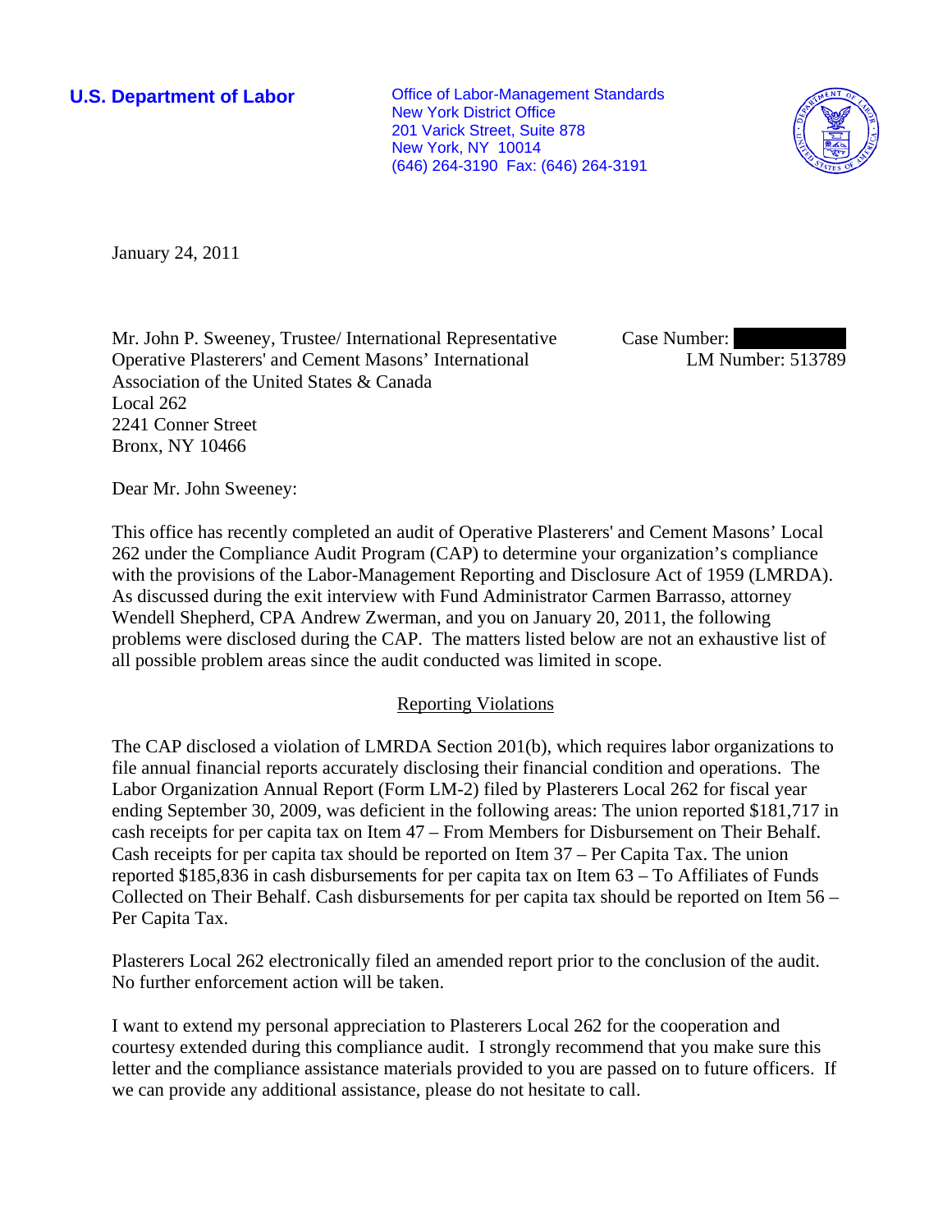**U.S. Department of Labor**

Office of Labor-Management Standards
New York District Office
201 Varick Street, Suite 878
New York, NY 10014
(646) 264-3190 Fax: (646) 264-3191

January 24, 2011

Mr. John P. Sweeney, Trustee/ International Representative
Operative Plasterers' and Cement Masons' International
Association of the United States & Canada
Local 262
2241 Conner Street
Bronx, NY 10466

Case Number:
LM Number: 513789

Dear Mr. John Sweeney:

This office has recently completed an audit of Operative Plasterers' and Cement Masons' Local 262 under the Compliance Audit Program (CAP) to determine your organization's compliance with the provisions of the Labor-Management Reporting and Disclosure Act of 1959 (LMRDA). As discussed during the exit interview with Fund Administrator Carmen Barrasso, attorney Wendell Shepherd, CPA Andrew Zwerman, and you on January 20, 2011, the following problems were disclosed during the CAP. The matters listed below are not an exhaustive list of all possible problem areas since the audit conducted was limited in scope.

## Reporting Violations

The CAP disclosed a violation of LMRDA Section 201(b), which requires labor organizations to file annual financial reports accurately disclosing their financial condition and operations. The Labor Organization Annual Report (Form LM-2) filed by Plasterers Local 262 for fiscal year ending September 30, 2009, was deficient in the following areas: The union reported $181,717 in cash receipts for per capita tax on Item 47 – From Members for Disbursement on Their Behalf. Cash receipts for per capita tax should be reported on Item 37 – Per Capita Tax. The union reported $185,836 in cash disbursements for per capita tax on Item 63 – To Affiliates of Funds Collected on Their Behalf. Cash disbursements for per capita tax should be reported on Item 56 – Per Capita Tax.

Plasterers Local 262 electronically filed an amended report prior to the conclusion of the audit. No further enforcement action will be taken.

I want to extend my personal appreciation to Plasterers Local 262 for the cooperation and courtesy extended during this compliance audit. I strongly recommend that you make sure this letter and the compliance assistance materials provided to you are passed on to future officers. If we can provide any additional assistance, please do not hesitate to call.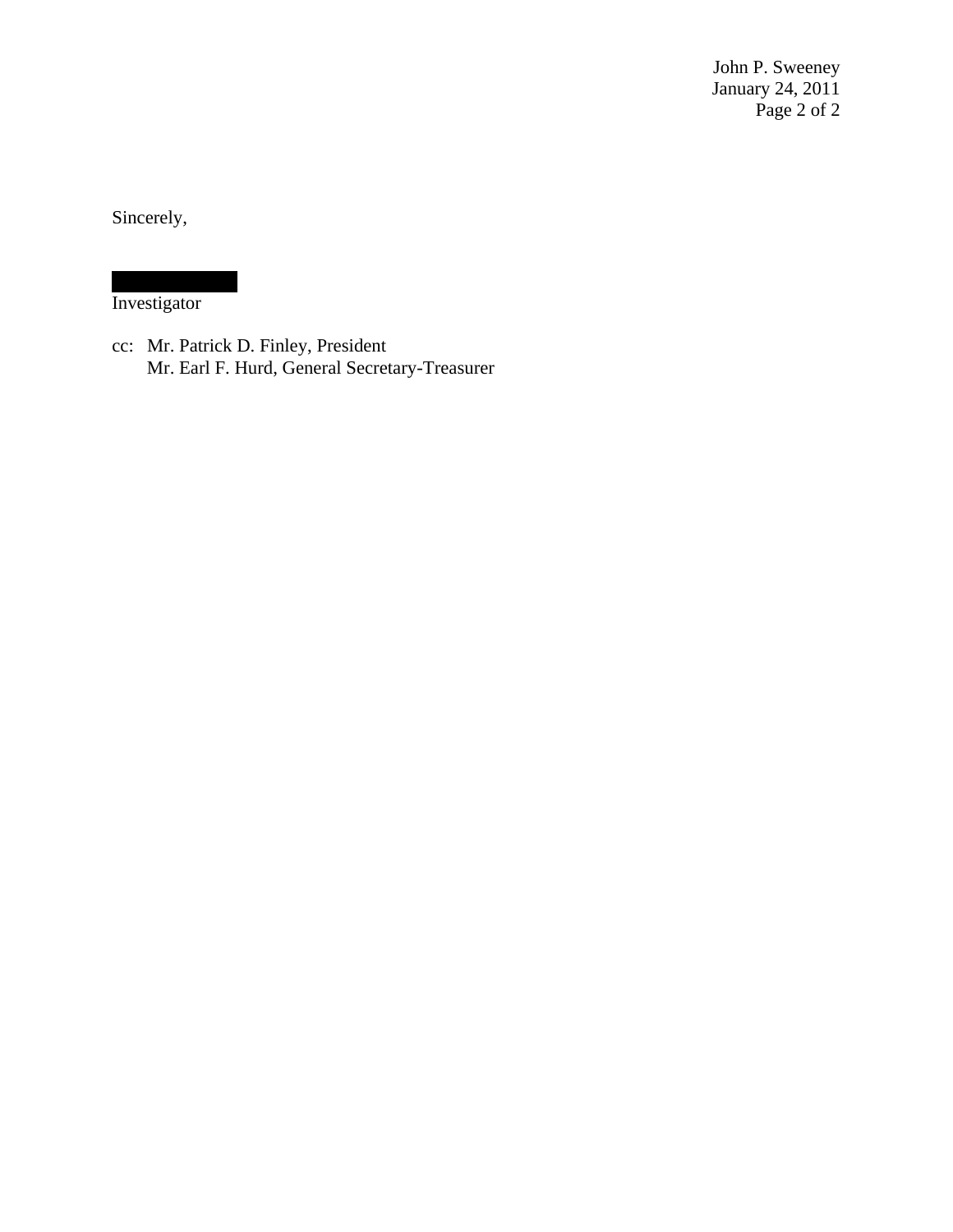Sincerely,

Investigator

cc: Mr. Patrick D. Finley, President
    Mr. Earl F. Hurd, General Secretary-Treasurer